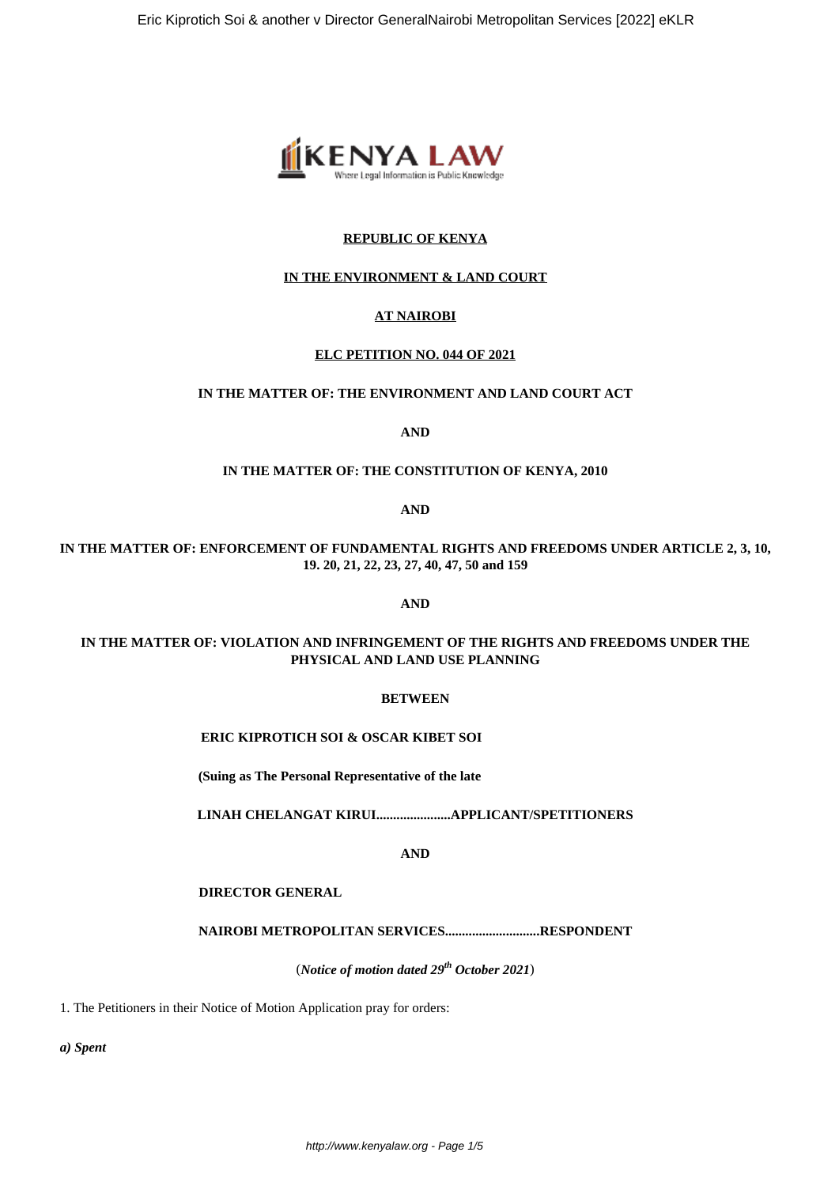**REPUBLIC OF KENYA**

**IN THE ENVIRONMENT & LAND COURT**

**AT NAIROBI**

**ELC PETITION NO. 044 OF 2021**

**IN THE MATTER OF: THE ENVIRONMENT AND LAND COURT ACT**

**AND**

**IN THE MATTER OF: THE CONSTITUTION OF KENYA, 2010**

**AND**

**IN THE MATTER OF: ENFORCEMENT OF FUNDAMENTAL RIGHTS AND FREEDOMS UNDER ARTICLE 2, 3, 10, 19. 20, 21, 22, 23, 27, 40, 47, 50 and 159**

**AND**

**IN THE MATTER OF: VIOLATION AND INFRINGEMENT OF THE RIGHTS AND FREEDOMS UNDER THE PHYSICAL AND LAND USE PLANNING**

**BETWEEN**

**ERIC KIPROTICH SOI & OSCAR KIBET SOI**

**(Suing as The Personal Representative of the late**

**LINAH CHELANGAT KIRUI......................APPLICANT/SPETITIONERS**

**AND**

**DIRECTOR GENERAL**

**NAIROBI METROPOLITAN SERVICES............................RESPONDENT**

(***Notice of motion dated 29th October 2021***)

1. The Petitioners in their Notice of Motion Application pray for orders:

***a) Spent***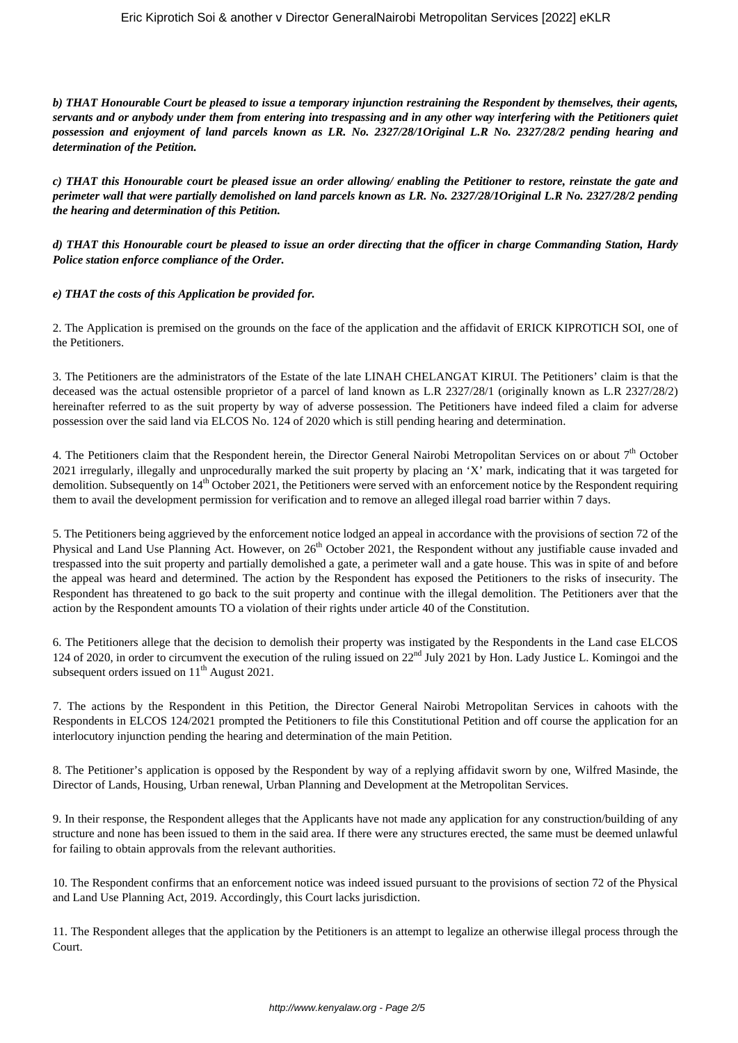***b) THAT Honourable Court be pleased to issue a temporary injunction restraining the Respondent by themselves, their agents, servants and or anybody under them from entering into trespassing and in any other way interfering with the Petitioners quiet possession and enjoyment of land parcels known as LR. No. 2327/28/1Original L.R No. 2327/28/2 pending hearing and determination of the Petition.***

***c) THAT this Honourable court be pleased issue an order allowing/ enabling the Petitioner to restore, reinstate the gate and perimeter wall that were partially demolished on land parcels known as LR. No. 2327/28/1Original L.R No. 2327/28/2 pending the hearing and determination of this Petition.***

***d) THAT this Honourable court be pleased to issue an order directing that the officer in charge Commanding Station, Hardy Police station enforce compliance of the Order.***

***e) THAT the costs of this Application be provided for.***

2. The Application is premised on the grounds on the face of the application and the affidavit of ERICK KIPROTICH SOI, one of the Petitioners.

3. The Petitioners are the administrators of the Estate of the late LINAH CHELANGAT KIRUI. The Petitioners' claim is that the deceased was the actual ostensible proprietor of a parcel of land known as L.R 2327/28/1 (originally known as L.R 2327/28/2) hereinafter referred to as the suit property by way of adverse possession. The Petitioners have indeed filed a claim for adverse possession over the said land via ELCOS No. 124 of 2020 which is still pending hearing and determination.

4. The Petitioners claim that the Respondent herein, the Director General Nairobi Metropolitan Services on or about 7th October 2021 irregularly, illegally and unprocedurally marked the suit property by placing an 'X' mark, indicating that it was targeted for demolition. Subsequently on 14th October 2021, the Petitioners were served with an enforcement notice by the Respondent requiring them to avail the development permission for verification and to remove an alleged illegal road barrier within 7 days.

5. The Petitioners being aggrieved by the enforcement notice lodged an appeal in accordance with the provisions of section 72 of the Physical and Land Use Planning Act. However, on 26th October 2021, the Respondent without any justifiable cause invaded and trespassed into the suit property and partially demolished a gate, a perimeter wall and a gate house. This was in spite of and before the appeal was heard and determined. The action by the Respondent has exposed the Petitioners to the risks of insecurity. The Respondent has threatened to go back to the suit property and continue with the illegal demolition. The Petitioners aver that the action by the Respondent amounts TO a violation of their rights under article 40 of the Constitution.

6. The Petitioners allege that the decision to demolish their property was instigated by the Respondents in the Land case ELCOS 124 of 2020, in order to circumvent the execution of the ruling issued on 22nd July 2021 by Hon. Lady Justice L. Komingoi and the subsequent orders issued on 11th August 2021.

7. The actions by the Respondent in this Petition, the Director General Nairobi Metropolitan Services in cahoots with the Respondents in ELCOS 124/2021 prompted the Petitioners to file this Constitutional Petition and off course the application for an interlocutory injunction pending the hearing and determination of the main Petition.

8. The Petitioner's application is opposed by the Respondent by way of a replying affidavit sworn by one, Wilfred Masinde, the Director of Lands, Housing, Urban renewal, Urban Planning and Development at the Metropolitan Services.

9. In their response, the Respondent alleges that the Applicants have not made any application for any construction/building of any structure and none has been issued to them in the said area. If there were any structures erected, the same must be deemed unlawful for failing to obtain approvals from the relevant authorities.

10. The Respondent confirms that an enforcement notice was indeed issued pursuant to the provisions of section 72 of the Physical and Land Use Planning Act, 2019. Accordingly, this Court lacks jurisdiction.

11. The Respondent alleges that the application by the Petitioners is an attempt to legalize an otherwise illegal process through the Court.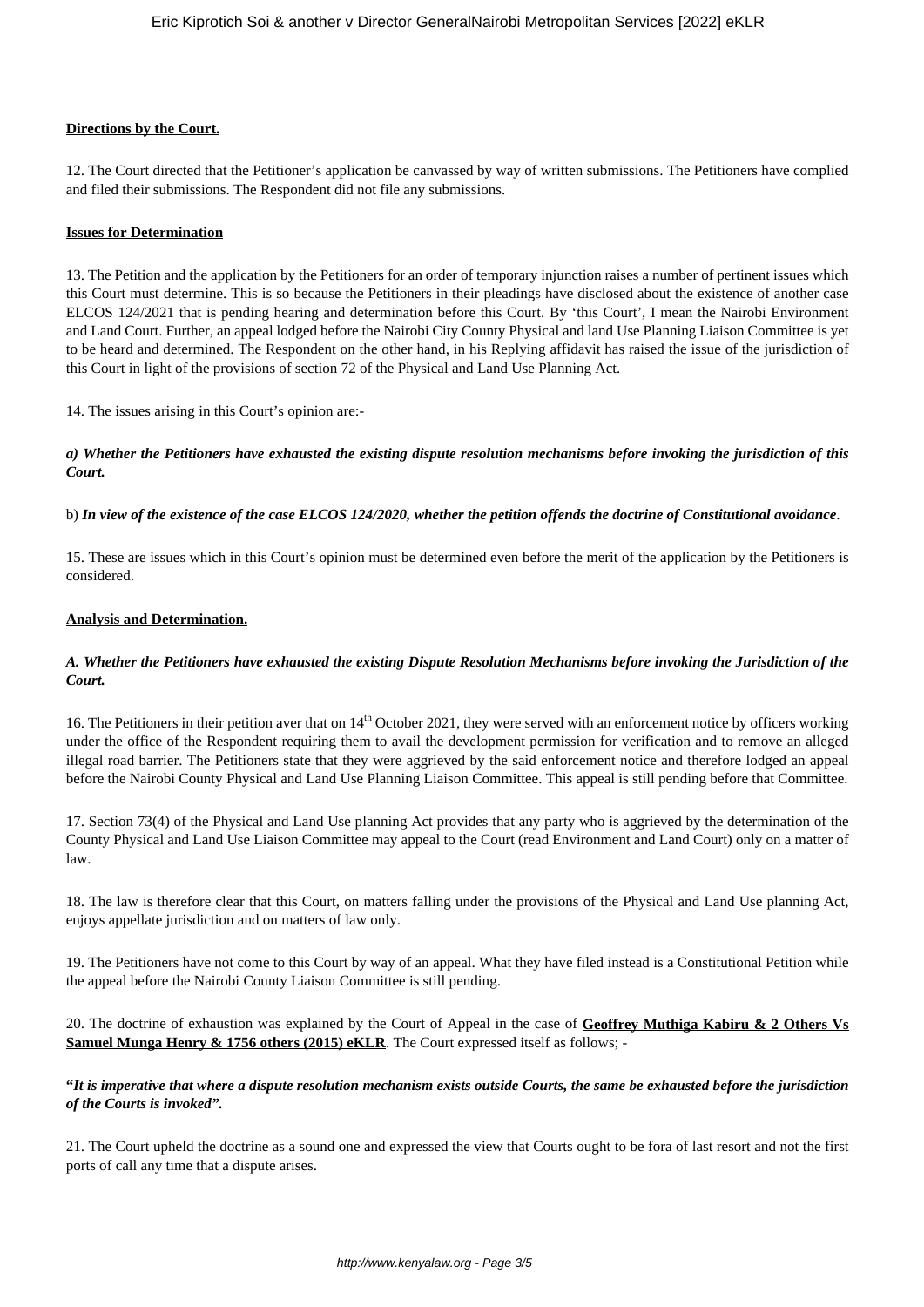**Directions by the Court.**

12. The Court directed that the Petitioner's application be canvassed by way of written submissions. The Petitioners have complied and filed their submissions. The Respondent did not file any submissions.

**Issues for Determination**

13. The Petition and the application by the Petitioners for an order of temporary injunction raises a number of pertinent issues which this Court must determine. This is so because the Petitioners in their pleadings have disclosed about the existence of another case ELCOS 124/2021 that is pending hearing and determination before this Court. By 'this Court', I mean the Nairobi Environment and Land Court. Further, an appeal lodged before the Nairobi City County Physical and land Use Planning Liaison Committee is yet to be heard and determined. The Respondent on the other hand, in his Replying affidavit has raised the issue of the jurisdiction of this Court in light of the provisions of section 72 of the Physical and Land Use Planning Act.

14. The issues arising in this Court's opinion are:-

***a) Whether the Petitioners have exhausted the existing dispute resolution mechanisms before invoking the jurisdiction of this Court.***

b) ***In view of the existence of the case ELCOS 124/2020, whether the petition offends the doctrine of Constitutional avoidance***.

15. These are issues which in this Court's opinion must be determined even before the merit of the application by the Petitioners is considered.

**Analysis and Determination.**

***A. Whether the Petitioners have exhausted the existing Dispute Resolution Mechanisms before invoking the Jurisdiction of the Court.***

16. The Petitioners in their petition aver that on 14th October 2021, they were served with an enforcement notice by officers working under the office of the Respondent requiring them to avail the development permission for verification and to remove an alleged illegal road barrier. The Petitioners state that they were aggrieved by the said enforcement notice and therefore lodged an appeal before the Nairobi County Physical and Land Use Planning Liaison Committee. This appeal is still pending before that Committee.

17. Section 73(4) of the Physical and Land Use planning Act provides that any party who is aggrieved by the determination of the County Physical and Land Use Liaison Committee may appeal to the Court (read Environment and Land Court) only on a matter of law.

18. The law is therefore clear that this Court, on matters falling under the provisions of the Physical and Land Use planning Act, enjoys appellate jurisdiction and on matters of law only.

19. The Petitioners have not come to this Court by way of an appeal. What they have filed instead is a Constitutional Petition while the appeal before the Nairobi County Liaison Committee is still pending.

20. The doctrine of exhaustion was explained by the Court of Appeal in the case of **Geoffrey Muthiga Kabiru & 2 Others Vs Samuel Munga Henry & 1756 others (2015) eKLR**. The Court expressed itself as follows; -

**"*It is imperative that where a dispute resolution mechanism exists outside Courts, the same be exhausted before the jurisdiction of the Courts is invoked".***

21. The Court upheld the doctrine as a sound one and expressed the view that Courts ought to be fora of last resort and not the first ports of call any time that a dispute arises.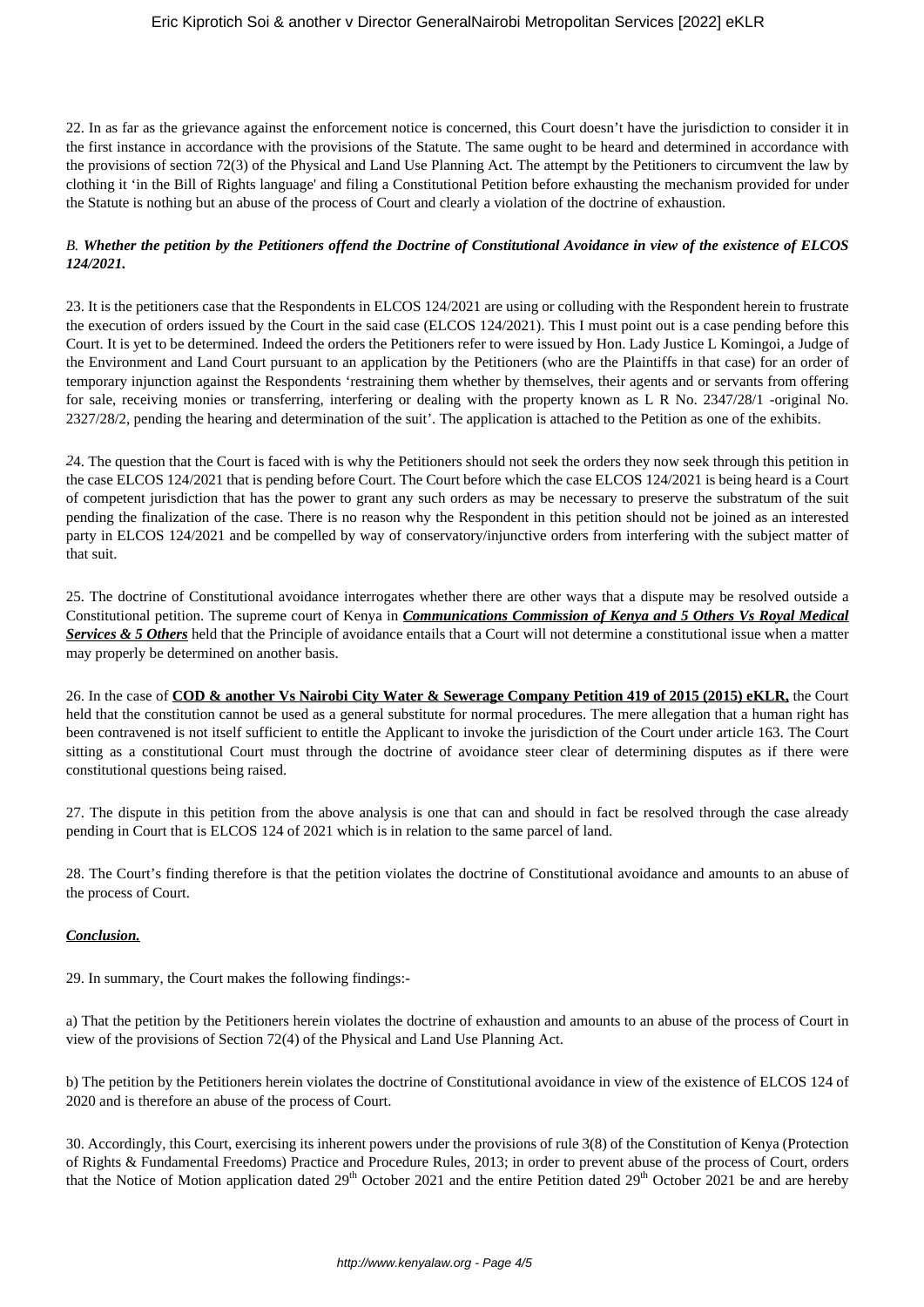22. In as far as the grievance against the enforcement notice is concerned, this Court doesn't have the jurisdiction to consider it in the first instance in accordance with the provisions of the Statute. The same ought to be heard and determined in accordance with the provisions of section 72(3) of the Physical and Land Use Planning Act. The attempt by the Petitioners to circumvent the law by clothing it 'in the Bill of Rights language' and filing a Constitutional Petition before exhausting the mechanism provided for under the Statute is nothing but an abuse of the process of Court and clearly a violation of the doctrine of exhaustion.

*B.* ***Whether the petition by the Petitioners offend the Doctrine of Constitutional Avoidance in view of the existence of ELCOS 124/2021.***

23. It is the petitioners case that the Respondents in ELCOS 124/2021 are using or colluding with the Respondent herein to frustrate the execution of orders issued by the Court in the said case (ELCOS 124/2021). This I must point out is a case pending before this Court. It is yet to be determined. Indeed the orders the Petitioners refer to were issued by Hon. Lady Justice L Komingoi, a Judge of the Environment and Land Court pursuant to an application by the Petitioners (who are the Plaintiffs in that case) for an order of temporary injunction against the Respondents 'restraining them whether by themselves, their agents and or servants from offering for sale, receiving monies or transferring, interfering or dealing with the property known as L R No. 2347/28/1 -original No. 2327/28/2, pending the hearing and determination of the suit'. The application is attached to the Petition as one of the exhibits.

24. The question that the Court is faced with is why the Petitioners should not seek the orders they now seek through this petition in the case ELCOS 124/2021 that is pending before Court. The Court before which the case ELCOS 124/2021 is being heard is a Court of competent jurisdiction that has the power to grant any such orders as may be necessary to preserve the substratum of the suit pending the finalization of the case. There is no reason why the Respondent in this petition should not be joined as an interested party in ELCOS 124/2021 and be compelled by way of conservatory/injunctive orders from interfering with the subject matter of that suit.

25. The doctrine of Constitutional avoidance interrogates whether there are other ways that a dispute may be resolved outside a Constitutional petition. The supreme court of Kenya in ***Communications Commission of Kenya and 5 Others Vs Royal Medical Services & 5 Others*** held that the Principle of avoidance entails that a Court will not determine a constitutional issue when a matter may properly be determined on another basis.

26. In the case of **COD & another Vs Nairobi City Water & Sewerage Company Petition 419 of 2015 (2015) eKLR,** the Court held that the constitution cannot be used as a general substitute for normal procedures. The mere allegation that a human right has been contravened is not itself sufficient to entitle the Applicant to invoke the jurisdiction of the Court under article 163. The Court sitting as a constitutional Court must through the doctrine of avoidance steer clear of determining disputes as if there were constitutional questions being raised.

27. The dispute in this petition from the above analysis is one that can and should in fact be resolved through the case already pending in Court that is ELCOS 124 of 2021 which is in relation to the same parcel of land.

28. The Court's finding therefore is that the petition violates the doctrine of Constitutional avoidance and amounts to an abuse of the process of Court.

***Conclusion.***

29. In summary, the Court makes the following findings:-

a) That the petition by the Petitioners herein violates the doctrine of exhaustion and amounts to an abuse of the process of Court in view of the provisions of Section 72(4) of the Physical and Land Use Planning Act.

b) The petition by the Petitioners herein violates the doctrine of Constitutional avoidance in view of the existence of ELCOS 124 of 2020 and is therefore an abuse of the process of Court.

30. Accordingly, this Court, exercising its inherent powers under the provisions of rule 3(8) of the Constitution of Kenya (Protection of Rights & Fundamental Freedoms) Practice and Procedure Rules, 2013; in order to prevent abuse of the process of Court, orders that the Notice of Motion application dated 29th October 2021 and the entire Petition dated 29th October 2021 be and are hereby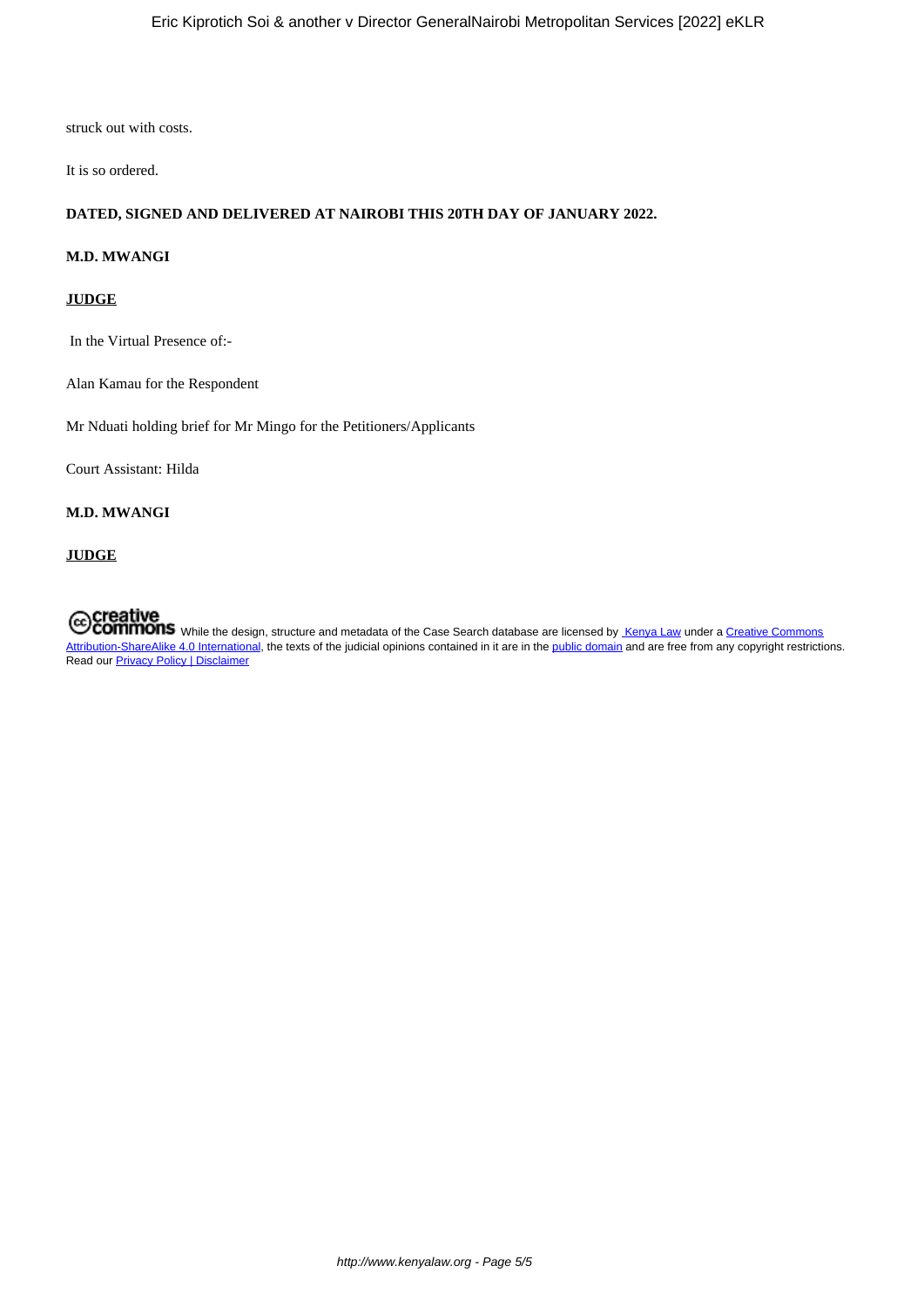struck out with costs.

It is so ordered.

**DATED, SIGNED AND DELIVERED AT NAIROBI THIS 20TH DAY OF JANUARY 2022.**

**M.D. MWANGI**

**JUDGE**

In the Virtual Presence of:-

Alan Kamau for the Respondent

Mr Nduati holding brief for Mr Mingo for the Petitioners/Applicants

Court Assistant: Hilda

**M.D. MWANGI**

**JUDGE**

While the design, structure and metadata of the Case Search database are licensed by Kenya Law under a Creative Commons Attribution-ShareAlike 4.0 International, the texts of the judicial opinions contained in it are in the public domain and are free from any copyright restrictions. Read our Privacy Policy | Disclaimer